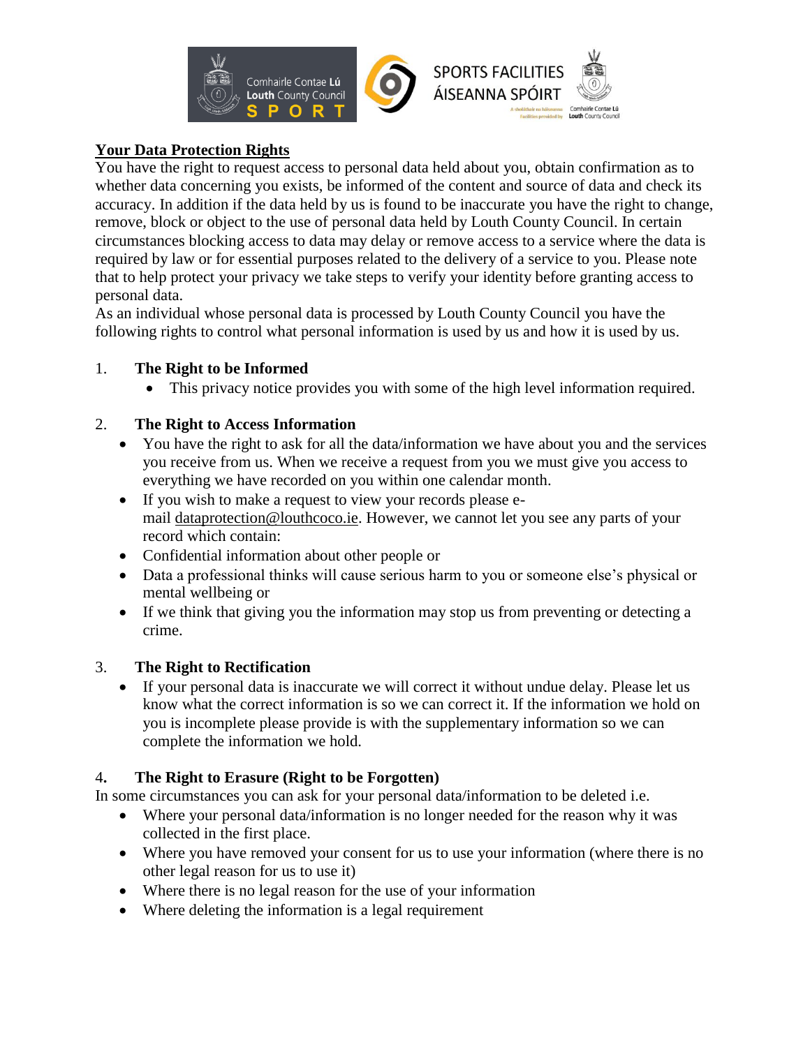## Your Data Protection Rights

You have the right to request access to personal data held about you, obtain confirmation as to whether data concerning you exists, be informed of the content and source of data and check its accuracy. In addition if the data held by us is found to be inaccurate you have the right to change, remove, block or object to the use of personal data held by Louth County Council. In certain circumstances blocking access to data may delay or remove access to a service where the data is required by law or for essential purposes related to the delivery of a service to you. Please note that to help protect your privacy we take steps to verify your identity before granting access to personal data.

As an individual whose personal data is processed by Louth County Council you have the following rights to control what personal information is used by us and how it is used by us.

1. **The Right to be Informed**
   - This privacy notice provides you with some of the high level information required.

2. **The Right to Access Information**
   - You have the right to ask for all the data/information we have about you and the services you receive from us. When we receive a request from you we must give you access to everything we have recorded on you within one calendar month.
   - If you wish to make a request to view your records please e-mail dataprotection@louthcoco.ie. However, we cannot let you see any parts of your record which contain:
   - Confidential information about other people or
   - Data a professional thinks will cause serious harm to you or someone else's physical or mental wellbeing or
   - If we think that giving you the information may stop us from preventing or detecting a crime.

3. **The Right to Rectification**
   - If your personal data is inaccurate we will correct it without undue delay. Please let us know what the correct information is so we can correct it. If the information we hold on you is incomplete please provide is with the supplementary information so we can complete the information we hold.

4. **The Right to Erasure (Right to be Forgotten)**

In some circumstances you can ask for your personal data/information to be deleted i.e.

- Where your personal data/information is no longer needed for the reason why it was collected in the first place.
- Where you have removed your consent for us to use your information (where there is no other legal reason for us to use it)
- Where there is no legal reason for the use of your information
- Where deleting the information is a legal requirement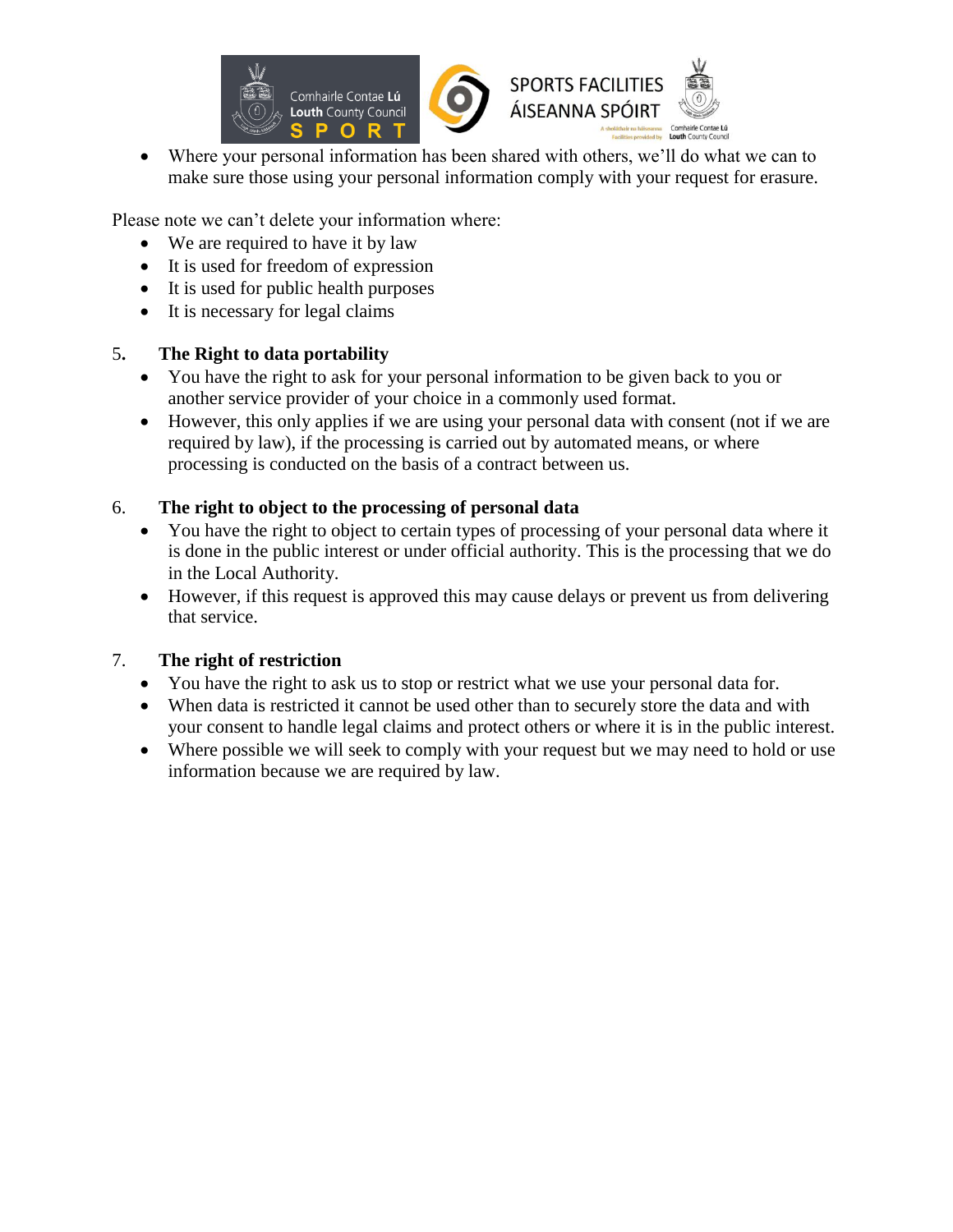- Where your personal information has been shared with others, we'll do what we can to make sure those using your personal information comply with your request for erasure.

Please note we can't delete your information where:

- We are required to have it by law
- It is used for freedom of expression
- It is used for public health purposes
- It is necessary for legal claims

## 5. The Right to data portability

- You have the right to ask for your personal information to be given back to you or another service provider of your choice in a commonly used format.
- However, this only applies if we are using your personal data with consent (not if we are required by law), if the processing is carried out by automated means, or where processing is conducted on the basis of a contract between us.

## 6. The right to object to the processing of personal data

- You have the right to object to certain types of processing of your personal data where it is done in the public interest or under official authority. This is the processing that we do in the Local Authority.
- However, if this request is approved this may cause delays or prevent us from delivering that service.

## 7. The right of restriction

- You have the right to ask us to stop or restrict what we use your personal data for.
- When data is restricted it cannot be used other than to securely store the data and with your consent to handle legal claims and protect others or where it is in the public interest.
- Where possible we will seek to comply with your request but we may need to hold or use information because we are required by law.